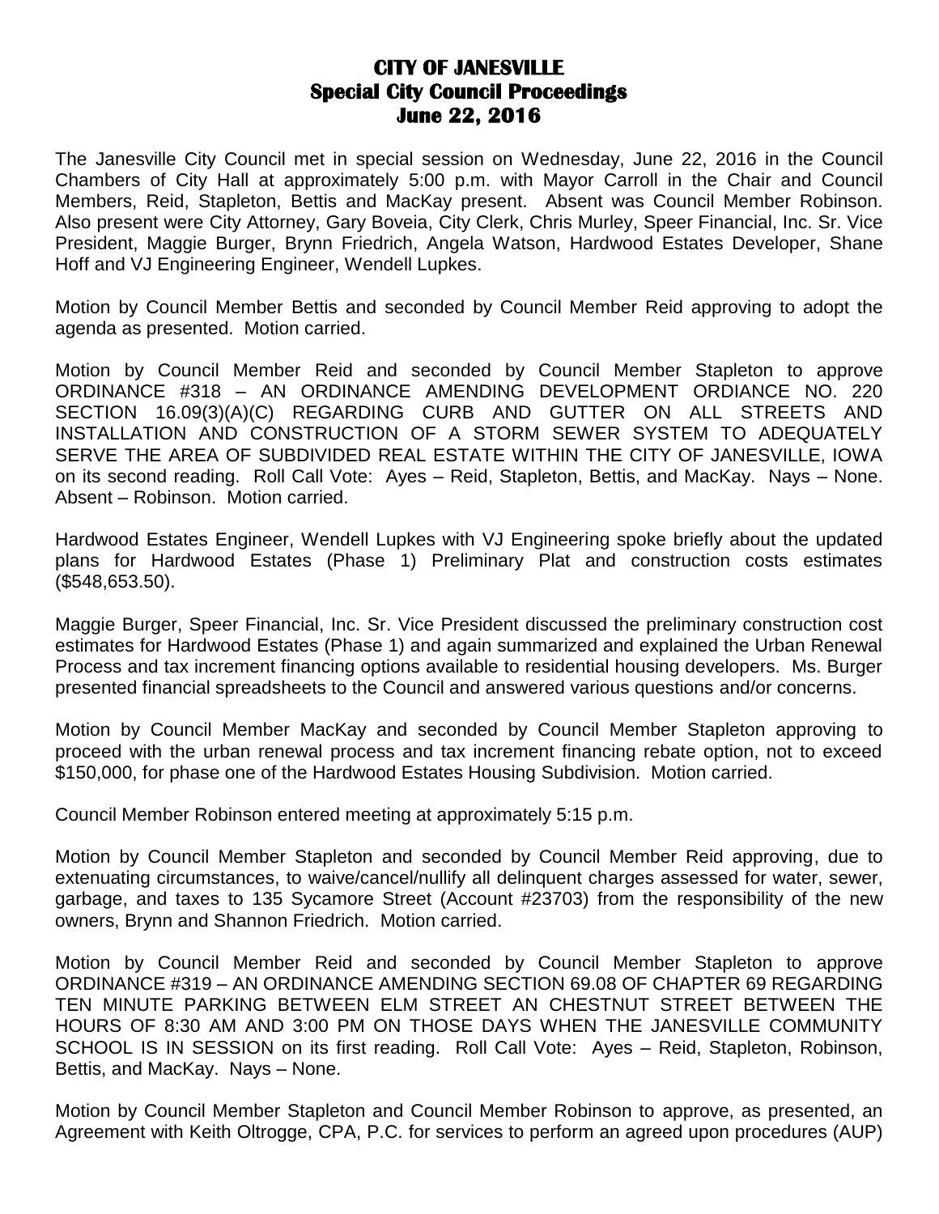# CITY OF JANESVILLE
## Special City Council Proceedings
## June 22, 2016

The Janesville City Council met in special session on Wednesday, June 22, 2016 in the Council Chambers of City Hall at approximately 5:00 p.m. with Mayor Carroll in the Chair and Council Members, Reid, Stapleton, Bettis and MacKay present. Absent was Council Member Robinson. Also present were City Attorney, Gary Boveia, City Clerk, Chris Murley, Speer Financial, Inc. Sr. Vice President, Maggie Burger, Brynn Friedrich, Angela Watson, Hardwood Estates Developer, Shane Hoff and VJ Engineering Engineer, Wendell Lupkes.

Motion by Council Member Bettis and seconded by Council Member Reid approving to adopt the agenda as presented. Motion carried.

Motion by Council Member Reid and seconded by Council Member Stapleton to approve ORDINANCE #318 – AN ORDINANCE AMENDING DEVELOPMENT ORDIANCE NO. 220 SECTION 16.09(3)(A)(C) REGARDING CURB AND GUTTER ON ALL STREETS AND INSTALLATION AND CONSTRUCTION OF A STORM SEWER SYSTEM TO ADEQUATELY SERVE THE AREA OF SUBDIVIDED REAL ESTATE WITHIN THE CITY OF JANESVILLE, IOWA on its second reading. Roll Call Vote: Ayes – Reid, Stapleton, Bettis, and MacKay. Nays – None. Absent – Robinson. Motion carried.

Hardwood Estates Engineer, Wendell Lupkes with VJ Engineering spoke briefly about the updated plans for Hardwood Estates (Phase 1) Preliminary Plat and construction costs estimates ($548,653.50).

Maggie Burger, Speer Financial, Inc. Sr. Vice President discussed the preliminary construction cost estimates for Hardwood Estates (Phase 1) and again summarized and explained the Urban Renewal Process and tax increment financing options available to residential housing developers. Ms. Burger presented financial spreadsheets to the Council and answered various questions and/or concerns.

Motion by Council Member MacKay and seconded by Council Member Stapleton approving to proceed with the urban renewal process and tax increment financing rebate option, not to exceed $150,000, for phase one of the Hardwood Estates Housing Subdivision. Motion carried.

Council Member Robinson entered meeting at approximately 5:15 p.m.

Motion by Council Member Stapleton and seconded by Council Member Reid approving, due to extenuating circumstances, to waive/cancel/nullify all delinquent charges assessed for water, sewer, garbage, and taxes to 135 Sycamore Street (Account #23703) from the responsibility of the new owners, Brynn and Shannon Friedrich. Motion carried.

Motion by Council Member Reid and seconded by Council Member Stapleton to approve ORDINANCE #319 – AN ORDINANCE AMENDING SECTION 69.08 OF CHAPTER 69 REGARDING TEN MINUTE PARKING BETWEEN ELM STREET AN CHESTNUT STREET BETWEEN THE HOURS OF 8:30 AM AND 3:00 PM ON THOSE DAYS WHEN THE JANESVILLE COMMUNITY SCHOOL IS IN SESSION on its first reading. Roll Call Vote: Ayes – Reid, Stapleton, Robinson, Bettis, and MacKay. Nays – None.

Motion by Council Member Stapleton and Council Member Robinson to approve, as presented, an Agreement with Keith Oltrogge, CPA, P.C. for services to perform an agreed upon procedures (AUP)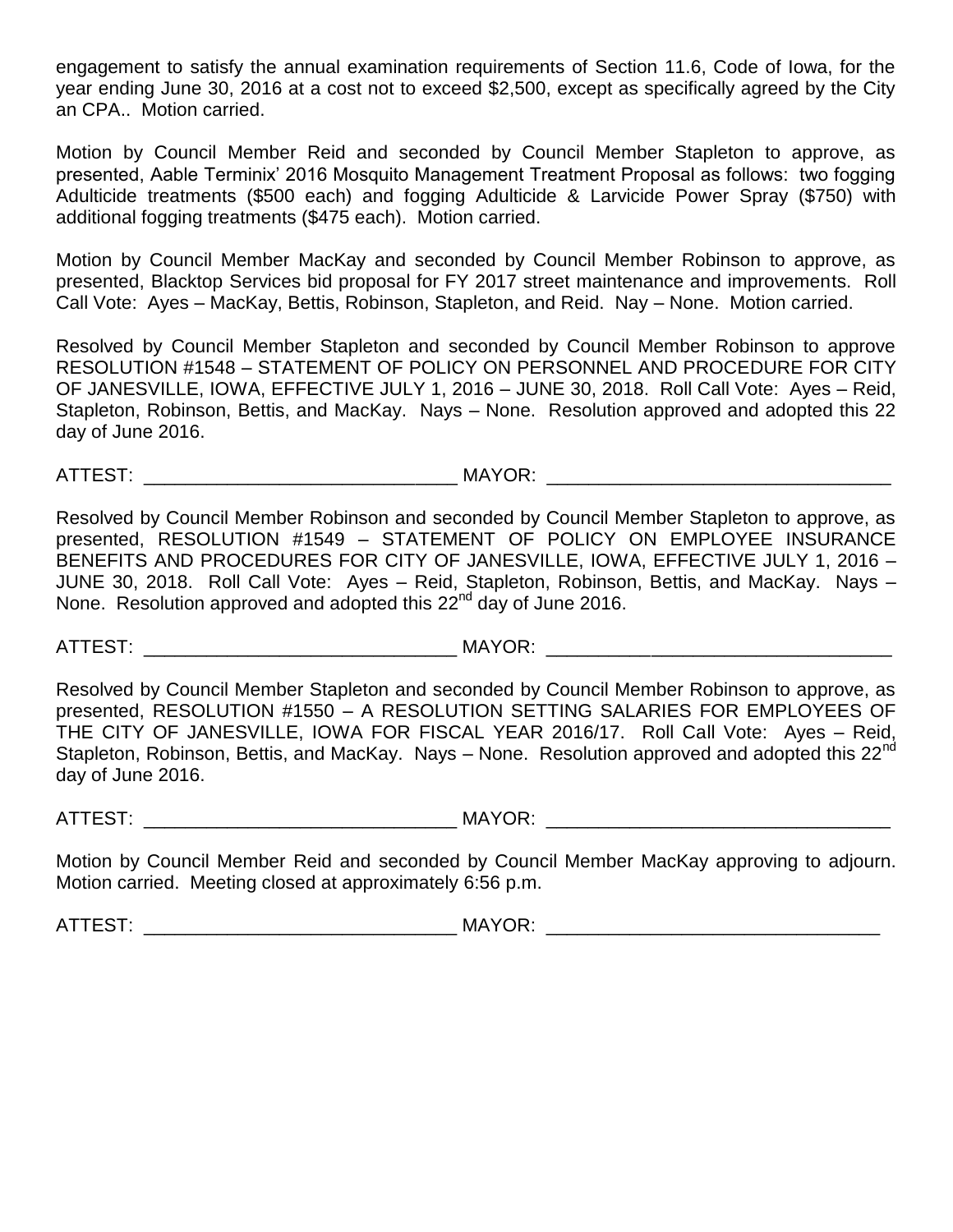engagement to satisfy the annual examination requirements of Section 11.6, Code of Iowa, for the year ending June 30, 2016 at a cost not to exceed $2,500, except as specifically agreed by the City an CPA.. Motion carried.

Motion by Council Member Reid and seconded by Council Member Stapleton to approve, as presented, Aable Terminix' 2016 Mosquito Management Treatment Proposal as follows: two fogging Adulticide treatments ($500 each) and fogging Adulticide & Larvicide Power Spray ($750) with additional fogging treatments ($475 each). Motion carried.

Motion by Council Member MacKay and seconded by Council Member Robinson to approve, as presented, Blacktop Services bid proposal for FY 2017 street maintenance and improvements. Roll Call Vote: Ayes – MacKay, Bettis, Robinson, Stapleton, and Reid. Nay – None. Motion carried.

Resolved by Council Member Stapleton and seconded by Council Member Robinson to approve RESOLUTION #1548 – STATEMENT OF POLICY ON PERSONNEL AND PROCEDURE FOR CITY OF JANESVILLE, IOWA, EFFECTIVE JULY 1, 2016 – JUNE 30, 2018. Roll Call Vote: Ayes – Reid, Stapleton, Robinson, Bettis, and MacKay. Nays – None. Resolution approved and adopted this 22 day of June 2016.

ATTEST: ______________________________ MAYOR: _________________________________

Resolved by Council Member Robinson and seconded by Council Member Stapleton to approve, as presented, RESOLUTION #1549 – STATEMENT OF POLICY ON EMPLOYEE INSURANCE BENEFITS AND PROCEDURES FOR CITY OF JANESVILLE, IOWA, EFFECTIVE JULY 1, 2016 – JUNE 30, 2018. Roll Call Vote: Ayes – Reid, Stapleton, Robinson, Bettis, and MacKay. Nays – None. Resolution approved and adopted this 22nd day of June 2016.

ATTEST: ______________________________ MAYOR: _________________________________

Resolved by Council Member Stapleton and seconded by Council Member Robinson to approve, as presented, RESOLUTION #1550 – A RESOLUTION SETTING SALARIES FOR EMPLOYEES OF THE CITY OF JANESVILLE, IOWA FOR FISCAL YEAR 2016/17. Roll Call Vote: Ayes – Reid, Stapleton, Robinson, Bettis, and MacKay. Nays – None. Resolution approved and adopted this 22nd day of June 2016.

ATTEST: ______________________________ MAYOR: _________________________________

Motion by Council Member Reid and seconded by Council Member MacKay approving to adjourn. Motion carried. Meeting closed at approximately 6:56 p.m.

ATTEST: ______________________________ MAYOR: ________________________________